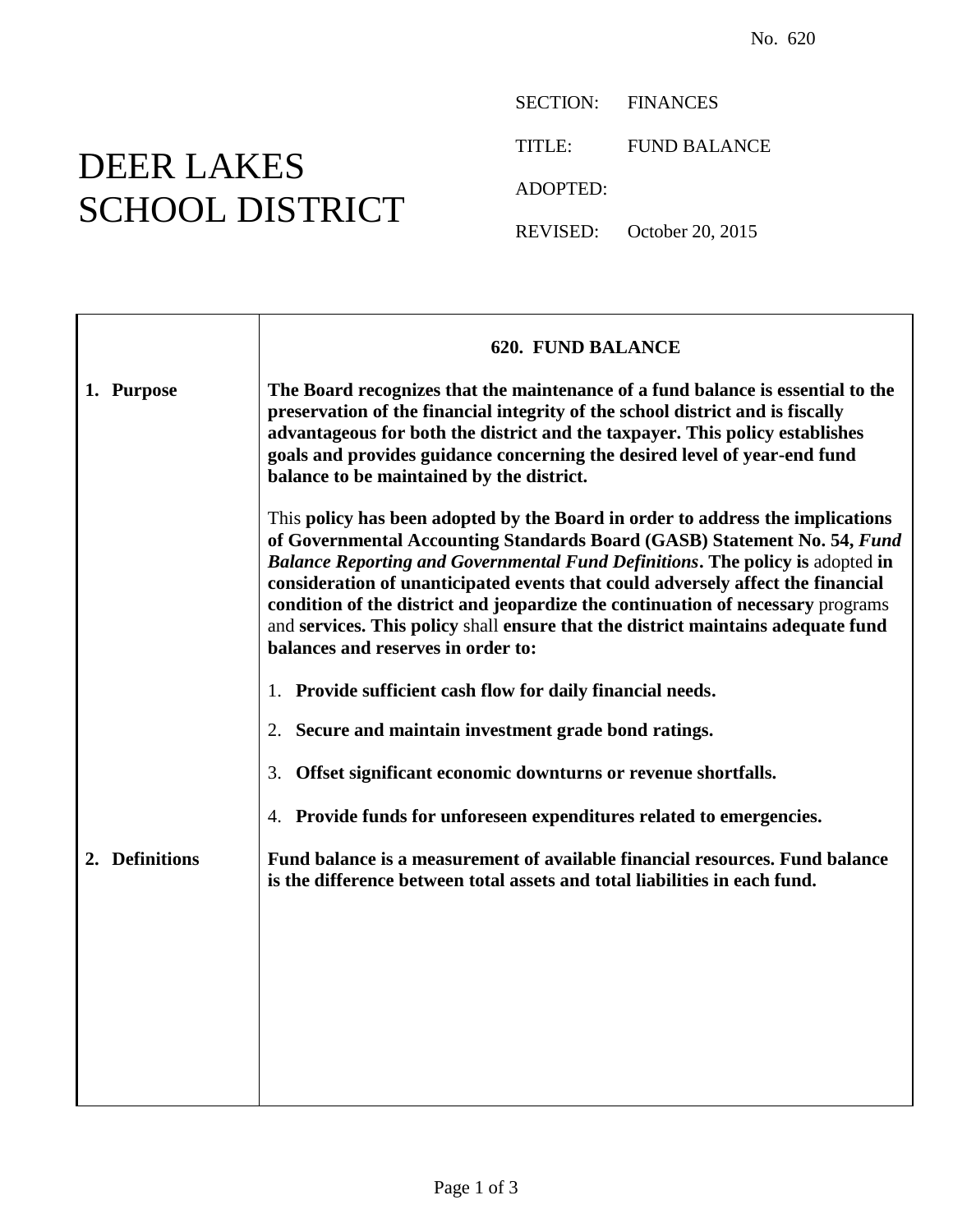No. 620

# DEER LAKES SCHOOL DISTRICT

SECTION: FINANCES

TITLE: FUND BALANCE

ADOPTED:

REVISED: October 20, 2015

## 620. FUND BALANCE

### 1. Purpose

**The Board recognizes that the maintenance of a fund balance is essential to the preservation of the financial integrity of the school district and is fiscally advantageous for both the district and the taxpayer. This policy establishes goals and provides guidance concerning the desired level of year-end fund balance to be maintained by the district.**

This **policy has been adopted by the Board in order to address the implications of Governmental Accounting Standards Board (GASB) Statement No. 54,** ***Fund Balance Reporting and Governmental Fund Definitions*****. The policy is** adopted **in consideration of unanticipated events that could adversely affect the financial condition of the district and jeopardize the continuation of necessary** programs and **services. This policy** shall **ensure that the district maintains adequate fund balances and reserves in order to:**

1. **Provide sufficient cash flow for daily financial needs.**
2. **Secure and maintain investment grade bond ratings.**
3. **Offset significant economic downturns or revenue shortfalls.**
4. **Provide funds for unforeseen expenditures related to emergencies.**

### 2. Definitions

**Fund balance is a measurement of available financial resources. Fund balance is the difference between total assets and total liabilities in each fund.**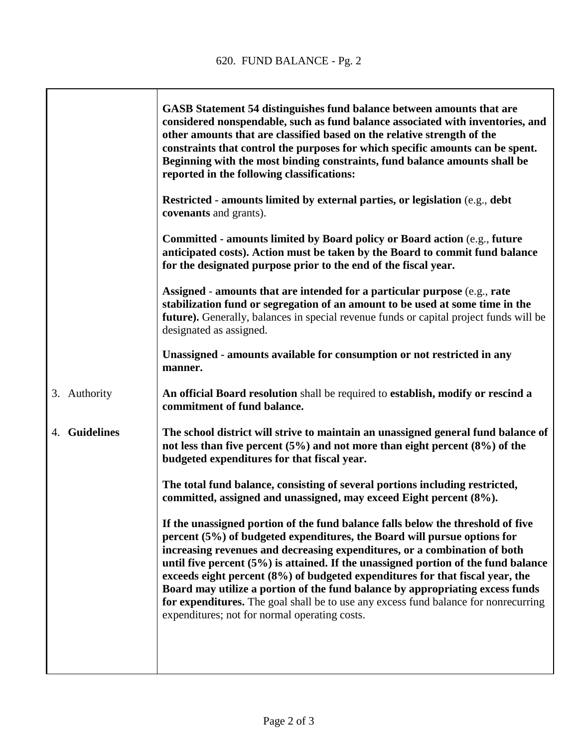**GASB Statement 54 distinguishes fund balance between amounts that are considered nonspendable, such as fund balance associated with inventories, and other amounts that are classified based on the relative strength of the constraints that control the purposes for which specific amounts can be spent. Beginning with the most binding constraints, fund balance amounts shall be reported in the following classifications:**

**Restricted - amounts limited by external parties, or legislation** (e.g., **debt covenants** and grants).

**Committed - amounts limited by Board policy or Board action** (e.g., **future anticipated costs). Action must be taken by the Board to commit fund balance for the designated purpose prior to the end of the fiscal year.**

**Assigned - amounts that are intended for a particular purpose** (e.g., **rate stabilization fund or segregation of an amount to be used at some time in the future).** Generally, balances in special revenue funds or capital project funds will be designated as assigned.

**Unassigned - amounts available for consumption or not restricted in any manner.**

3. Authority

**An official Board resolution** shall be required to **establish, modify or rescind a commitment of fund balance.**

4. **Guidelines**

**The school district will strive to maintain an unassigned general fund balance of not less than five percent (5%) and not more than eight percent (8%) of the budgeted expenditures for that fiscal year.**

**The total fund balance, consisting of several portions including restricted, committed, assigned and unassigned, may exceed Eight percent (8%).**

**If the unassigned portion of the fund balance falls below the threshold of five percent (5%) of budgeted expenditures, the Board will pursue options for increasing revenues and decreasing expenditures, or a combination of both until five percent (5%) is attained. If the unassigned portion of the fund balance exceeds eight percent (8%) of budgeted expenditures for that fiscal year, the Board may utilize a portion of the fund balance by appropriating excess funds for expenditures.** The goal shall be to use any excess fund balance for nonrecurring expenditures; not for normal operating costs.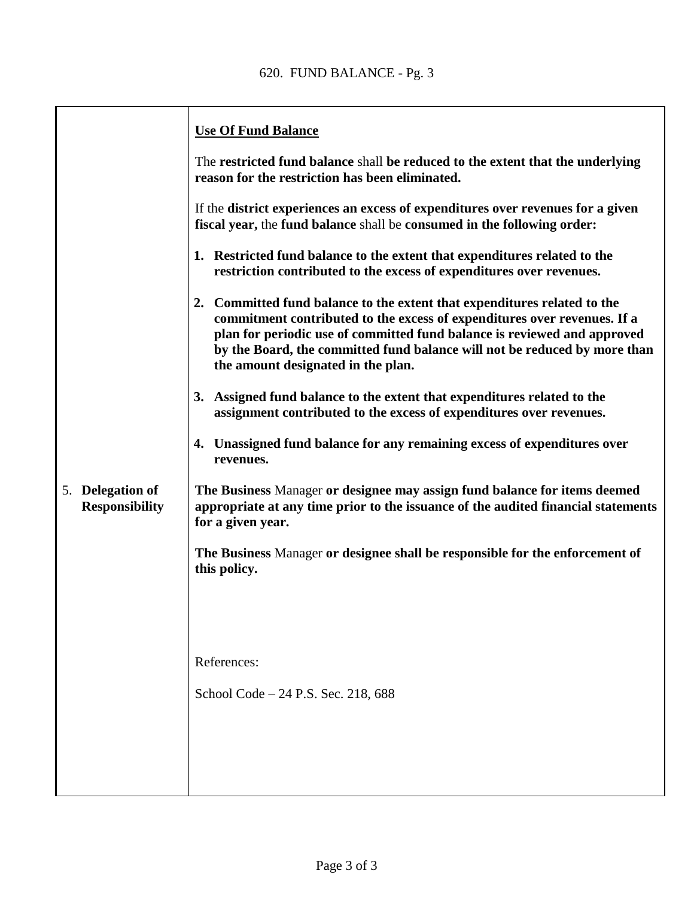**<u>Use Of Fund Balance</u>**

The **restricted fund balance** shall **be reduced to the extent that the underlying reason for the restriction has been eliminated.**

If the **district experiences an excess of expenditures over revenues for a given fiscal year,** the **fund balance** shall be **consumed in the following order:**

1. **Restricted fund balance to the extent that expenditures related to the restriction contributed to the excess of expenditures over revenues.**

2. **Committed fund balance to the extent that expenditures related to the commitment contributed to the excess of expenditures over revenues. If a plan for periodic use of committed fund balance is reviewed and approved by the Board, the committed fund balance will not be reduced by more than the amount designated in the plan.**

3. **Assigned fund balance to the extent that expenditures related to the assignment contributed to the excess of expenditures over revenues.**

4. **Unassigned fund balance for any remaining excess of expenditures over revenues.**

## 5. Delegation of Responsibility

**The Business** Manager **or designee may assign fund balance for items deemed appropriate at any time prior to the issuance of the audited financial statements for a given year.**

**The Business** Manager **or designee shall be responsible for the enforcement of this policy.**

References:

School Code – 24 P.S. Sec. 218, 688